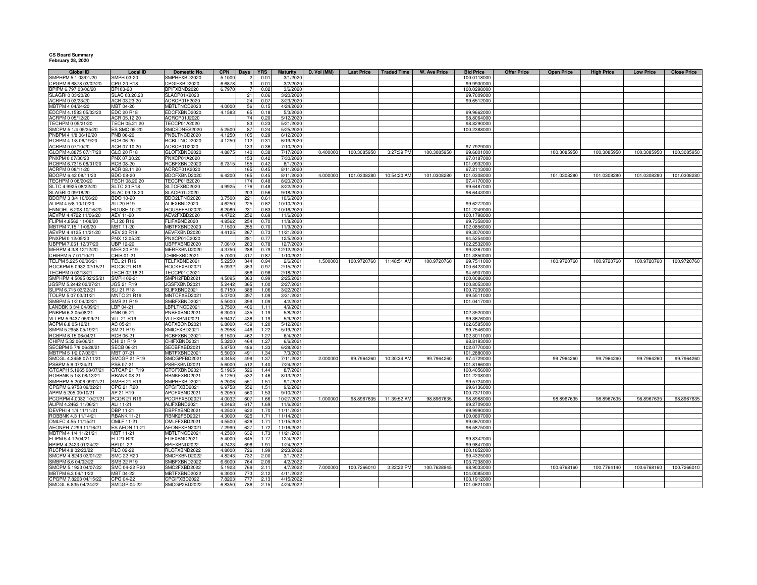**CS Board Summary**
**February 28, 2020**

| Global ID | Local ID | Domestic No. | CPN | Days | YRS | Maturity | D. Vol (MM) | Last Price | Traded Time | W. Ave Price | Bid Price | Offer Price | Open Price | High Price | Low Price | Close Price |
|---|---|---|---|---|---|---|---|---|---|---|---|---|---|---|---|---|
| SMPHPM 5.1 03/01/20 | SMPH 03-20 | SMPHFXBD2020 | 5.1000 | 2 | 0.01 | 3/1/2020 | | | | | 100.0118000 | | | | | |
| CPGPM 6.6878 03/02/20 | CPG 20 R18 | CPGIFXBD2020 | 6.6878 | 3 | 0.01 | 3/2/2020 | | | | | 99.9930000 | | | | | |
| BPIPM 6.797 03/06/20 | BPI 03-20 | BPIFXBND2020 | 6.7970 | 7 | 0.02 | 3/6/2020 | | | | | 100.0298000 | | | | | |
| SLAGRI 0 03/20/20 | SLAC 03.20.20 | SLACP01K2020 | | 21 | 0.06 | 3/20/2020 | | | | | 99.7009000 | | | | | |
| ACRPM 0 03/23/20 | ACR 03.23.20 | ACRCP01F2020 | | 24 | 0.07 | 3/23/2020 | | | | | 99.6512000 | | | | | |
| MBTPM 4 04/24/20 | MBT 04-20 | MBTLTNCD2020 | 4.0000 | 56 | 0.15 | 4/24/2020 | | | | | | | | | | |
| EDCPM 4.1583 05/03/20 | EDC 20 R18 | EDCFXBND2020 | 4.1583 | 65 | 0.18 | 5/3/2020 | | | | | 99.9662000 | | | | | |
| ACRPM 0 05/12/20 | ACR 05.12.20 | ACRCP01J2020 | | 74 | 0.20 | 5/12/2020 | | | | | 98.8064000 | | | | | |
| TECHPM 0 05/21/20 | TECH 05.21.20 | TECCP01A2020 | | 83 | 0.23 | 5/21/2020 | | | | | 98.8290000 | | | | | |
| SMCPM 5 1/4 05/25/20 | ES SMC 05-20 | SMCSDNES2020 | 5.2500 | 87 | 0.24 | 5/25/2020 | | | | | 100.2388000 | | | | | |
| PNBPM 4 1/8 06/12/20 | PNB 06-20 | PNBLTNCD2020 | 4.1250 | 105 | 0.29 | 6/12/2020 | | | | | | | | | | |
| RCBPM 4 1/8 06/19/20 | RCB 06-20 | RCBLTNCD2020 | 4.1250 | 112 | 0.31 | 6/19/2020 | | | | | | | | | | |
| ACRPM 0 07/10/20 | ACR 07.10.20 | ACRCP01I2020 | | 133 | 0.36 | 7/10/2020 | | | | | 97.7929000 | | | | | |
| GLOPM 4.8875 07/17/20 | GLO 20 R18 | GLOFXBND2020 | 4.8875 | 140 | 0.38 | 7/17/2020 | 0.400000 | 100.3085950 | 3:27:39 PM | 100.3085950 | 99.6801000 | | 100.3085950 | 100.3085950 | 100.3085950 | 100.3085950 |
| PNXPM 0 07/30/20 | PNX 07.30.20 | PNXCP01A2020 | | 153 | 0.42 | 7/30/2020 | | | | | 97.0187000 | | | | | |
| RCBPM 6.7315 08/01/20 | RCB 08-20 | RCBFXBND2020 | 6.7315 | 155 | 0.42 | 8/1/2020 | | | | | 101.0932000 | | | | | |
| ACRPM 0 08/11/20 | ACR 08.11.20 | ACRCP01K2020 | | 165 | 0.45 | 8/11/2020 | | | | | 97.2113000 | | | | | |
| BDOPM 6.42 08/11/20 | BDO 08-20 | BDOFXBND2020 | 6.4200 | 165 | 0.45 | 8/11/2020 | 4.000000 | 101.0308280 | 10:54:20 AM | 101.0308280 | 101.0308000 | | 101.0308280 | 101.0308280 | 101.0308280 | 101.0308280 |
| TECHPM 0 08/20/20 | TECH 08.20.20 | TECCP01B2020 | | 174 | 0.48 | 8/20/2020 | | | | | 97.4170000 | | | | | |
| SLTC 4.9925 08/22/20 | SLTC 20 R18 | SLTCFXBD2020 | 4.9925 | 176 | 0.48 | 8/22/2020 | | | | | 99.6487000 | | | | | |
| SLAGRI 0 09/18/20 | SLAC 09.18.20 | SLACP01L2020 | | 203 | 0.56 | 9/18/2020 | | | | | 96.6443000 | | | | | |
| BDOPM 3 3/4 10/06/20 | BDO 10-20 | BDO2LTNC2020 | 3.7500 | 221 | 0.61 | 10/6/2020 | | | | | | | | | | |
| ALIPM 4 5/8 10/10/20 | ALI 20 R19 | ALIFXBND2020 | 4.6250 | 225 | 0.62 | 10/10/2020 | | | | | 99.6272000 | | | | | |
| ENNOHL 6.208 10/16/20 | HOUSE 10-20 | HOUSEFBD2020 | 6.2080 | 231 | 0.63 | 10/16/2020 | | | | | 101.2249000 | | | | | |
| AEVPM 4.4722 11/06/20 | AEV 11-20 | AEV2FXBD2020 | 4.4722 | 252 | 0.69 | 11/6/2020 | | | | | 100.1798000 | | | | | |
| FLIPM 4.8562 11/08/20 | FLI 20 R19 | FLIFXBND2020 | 4.8562 | 254 | 0.70 | 11/8/2020 | | | | | 99.7358000 | | | | | |
| MBTPM 7.15 11/09/20 | MBT 11-20 | MBTFXBND2020 | 7.1500 | 255 | 0.70 | 11/9/2020 | | | | | 102.0856000 | | | | | |
| AEVPM 4.4125 11/21/20 | AEV 20 R19 | AEVFXBND2020 | 4.4125 | 267 | 0.73 | 11/21/2020 | | | | | 99.3070000 | | | | | |
| PNXPM 0 12/05/20 | PNX 12.05.20 | PNXCP01C2020 | | 281 | 0.77 | 12/5/2020 | | | | | 94.5254000 | | | | | |
| UBPPM 7.061 12/07/20 | UBP 12-20 | UBPFXBND2020 | 7.0610 | 283 | 0.78 | 12/7/2020 | | | | | 102.2532000 | | | | | |
| MERPM 4 3/8 12/12/20 | MER 20 P19 | MERFXBND2020 | 4.3750 | 288 | 0.79 | 12/12/2020 | | | | | 99.3367000 | | | | | |
| CHIBPM 5.7 01/10/21 | CHIB 01-21 | CHIBFXBD2021 | 5.7000 | 317 | 0.87 | 1/10/2021 | | | | | 101.3850000 | | | | | |
| TELPM 5.225 02/06/21 | TEL 21 R19 | TELFXBND2021 | 5.2250 | 344 | 0.94 | 2/6/2021 | 1.500000 | 100.9720760 | 11:48:51 AM | 100.9720760 | 99.7511000 | | 100.9720760 | 100.9720760 | 100.9720760 | 100.9720760 |
| ROCKPM 5.0932 02/15/21 | ROCK 21 R19 | ROCKFXBD2021 | 5.0932 | 353 | 0.97 | 2/15/2021 | | | | | 100.6423000 | | | | | |
| TECHPM 0 02/18/21 | TECH 02.18.21 | TECCP01C2021 | | 356 | 0.98 | 2/18/2021 | | | | | 94.5907000 | | | | | |
| SMPHPM 4.5095 02/25/21 | SMPH 02-21 | SMPH2FBD2021 | 4.5095 | 363 | 0.99 | 2/25/2021 | | | | | 100.0086000 | | | | | |
| JGSPM 5.2442 02/27/21 | JGS 21 R19 | JGSFXBND2021 | 5.2442 | 365 | 1.00 | 2/27/2021 | | | | | 100.8053000 | | | | | |
| SLIPM 6.715 03/22/21 | SLI 21 R18 | SLIFXBND2021 | 6.7150 | 388 | 1.06 | 3/22/2021 | | | | | 100.7239000 | | | | | |
| TOLPM 5.07 03/31/21 | MNTC 21 R19 | MNTCFXBD2021 | 5.0700 | 397 | 1.09 | 3/31/2021 | | | | | 99.5511000 | | | | | |
| SMBPM 5 1/2 04/02/21 | SMB 21 R19 | SMBFXBND2021 | 5.5000 | 399 | 1.09 | 4/2/2021 | | | | | 101.0417000 | | | | | |
| LANDBK 3 3/4 04/09/21 | LBP 04-21 | LBPLTNCD2021 | 3.7500 | 406 | 1.11 | 4/9/2021 | | | | | | | | | | |
| PNBPM 6.3 05/08/21 | PNB 05-21 | PNBFXBND2021 | 6.3000 | 435 | 1.19 | 5/8/2021 | | | | | 102.3520000 | | | | | |
| VLLPM 5.9437 05/09/21 | VLL 21 R19 | VLLFXBND2021 | 5.9437 | 436 | 1.19 | 5/9/2021 | | | | | 99.3676000 | | | | | |
| ACPM 6.8 05/12/21 | AC 05-21 | ACFXBOND2021 | 6.8000 | 439 | 1.20 | 5/12/2021 | | | | | 102.6585000 | | | | | |
| SMPM 5.2958 05/19/21 | SM 21 R19 | SMICFXBD2021 | 5.2958 | 446 | 1.22 | 5/19/2021 | | | | | 99.7546000 | | | | | |
| RCBPM 6.15 06/04/21 | RCB 06-21 | RCBFXBND2021 | 6.1500 | 462 | 1.27 | 6/4/2021 | | | | | 102.3011000 | | | | | |
| CHIPM 5.32 06/06/21 | CHI 21 R19 | CHIFXBND2021 | 5.3200 | 464 | 1.27 | 6/6/2021 | | | | | 98.8193000 | | | | | |
| SECBPM 5 7/8 06/28/21 | SECB 06-21 | SECBFXBD2021 | 5.8750 | 486 | 1.33 | 6/28/2021 | | | | | 102.0770000 | | | | | |
| MBTPM 5 1/2 07/03/21 | MBT 07-21 | MBTFXBND2021 | 5.5000 | 491 | 1.34 | 7/3/2021 | | | | | 101.2880000 | | | | | |
| SMCGL 4.3458 07/11/21 | SMCGP 21 R19 | SMCGPFBD2021 | 4.3458 | 499 | 1.37 | 7/11/2021 | 2.000000 | 99.7964260 | 10:30:34 AM | 99.7964260 | 97.4729000 | | 99.7964260 | 99.7964260 | 99.7964260 | 99.7964260 |
| PSBPM 5.6 07/24/21 | PSB 07-21 | PSBFXBND2021 | 5.6000 | 512 | 1.40 | 7/24/2021 | | | | | 101.8166000 | | | | | |
| GTCAPH 5.1965 08/07/21 | GTCAP 21 R19 | GTCFXBND2021 | 5.1965 | 526 | 1.44 | 8/7/2021 | | | | | 100.4056000 | | | | | |
| ROBBNK 5 1/8 08/13/21 | RBANK 08-21 | RBNKFXBD2021 | 5.1250 | 532 | 1.46 | 8/13/2021 | | | | | 101.2208000 | | | | | |
| SMPHPM 5.2006 09/01/21 | SMPH 21 R19 | SMPHFXBD2021 | 5.2006 | 551 | 1.51 | 9/1/2021 | | | | | 99.5724000 | | | | | |
| CPGPM 6.9758 09/02/21 | CPG 21 R20 | CPGIFXBD2021 | 6.9758 | 552 | 1.51 | 9/2/2021 | | | | | 99.6136000 | | | | | |
| APPM 5.205 09/10/21 | AP 21 R19 | APCFXBND2021 | 5.2050 | 560 | 1.53 | 9/10/2021 | | | | | 100.7371000 | | | | | |
| PCORPM 4.0032 10/27/21 | PCOR 21 R19 | PCORFXBD2021 | 4.0032 | 607 | 1.66 | 10/27/2021 | 1.000000 | 98.8967635 | 11:39:52 AM | 98.8967635 | 98.8968000 | | 98.8967635 | 98.8967635 | 98.8967635 | 98.8967635 |
| ALIPM 4.2463 11/06/21 | ALI 11-21 | ALIFXBND2021 | 4.2463 | 617 | 1.69 | 11/6/2021 | | | | | 99.2709000 | | | | | |
| DEVPHI 4 1/4 11/11/21 | DBP 11-21 | DBPFXBND2021 | 4.2500 | 622 | 1.70 | 11/11/2021 | | | | | 99.9990000 | | | | | |
| ROBBNK 4.3 11/14/21 | RBANK 11-21 | RBNK2FBD2021 | 4.3000 | 625 | 1.71 | 11/14/2021 | | | | | 100.0807000 | | | | | |
| OMLFC 4.55 11/15/21 | OMLF 11-21 | OMLFFXBD2021 | 4.5500 | 626 | 1.71 | 11/15/2021 | | | | | 99.0670000 | | | | | |
| AEONPH 7.299 11/16/21 | ES AEON 11-21 | AEONFXRN2021 | 7.2990 | 627 | 1.72 | 11/16/2021 | | | | | 96.5875000 | | | | | |
| MBTPM 4 1/4 11/21/21 | MBT 11-21 | MBTLTNCD2021 | 4.2500 | 632 | 1.73 | 11/21/2021 | | | | | | | | | | |
| FLIPM 5.4 12/04/21 | FLI 21 R20 | FLIFXBND2021 | 5.4000 | 645 | 1.77 | 12/4/2021 | | | | | 99.8342000 | | | | | |
| BPIPM 4.2423 01/24/22 | BPI 01-22 | BPIFXBND2022 | 4.2423 | 696 | 1.91 | 1/24/2022 | | | | | 99.9847000 | | | | | |
| RLCPM 4.8 02/23/22 | RLC 02-22 | RLCFXBND2022 | 4.8000 | 726 | 1.99 | 2/23/2022 | | | | | 100.1852000 | | | | | |
| SMCPM 4.8243 03/01/22 | SMC 22 R20 | SMCFXBND2022 | 4.8243 | 732 | 2.00 | 3/1/2022 | | | | | 99.4325000 | | | | | |
| SMBPM 6.6 04/02/22 | SMB 22 R19 | SMBFXBND2022 | 6.6000 | 764 | 2.09 | 4/2/2022 | | | | | 103.7238000 | | | | | |
| SMCPM 5.1923 04/07/22 | SMC 04-22 R20 | SMC2FXBD2022 | 5.1923 | 769 | 2.11 | 4/7/2022 | 7.000000 | 100.7266010 | 3:22:22 PM | 100.7628945 | 98.9033000 | | 100.6768160 | 100.7764140 | 100.6768160 | 100.7266010 |
| MBTPM 6.3 04/11/22 | MBT 04-22 | MBTFXBND2022 | 6.3000 | 773 | 2.12 | 4/11/2022 | | | | | 104.0085000 | | | | | |
| CPGPM 7.8203 04/15/22 | CPG 04-22 | CPGIFXBD2022 | 7.8203 | 777 | 2.13 | 4/15/2022 | | | | | 103.1912000 | | | | | |
| SMCGL 6.835 04/24/22 | SMCGP 04-22 | SMCGP2BD2022 | 6.8350 | 786 | 2.15 | 4/24/2022 | | | | | 101.0621000 | | | | | |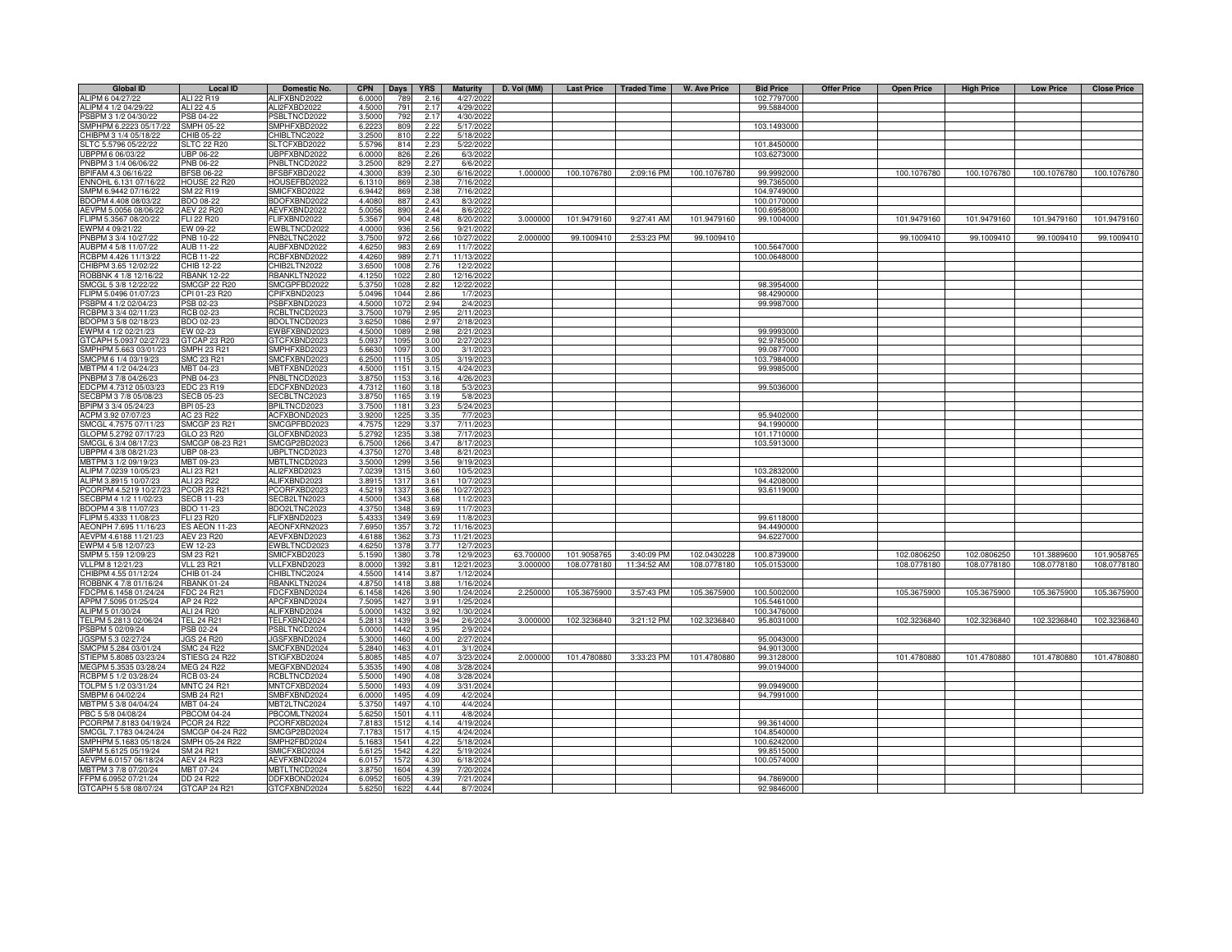| Global ID | Local ID | Domestic No. | CPN | Days | YRS | Maturity | D. Vol (MM) | Last Price | Traded Time | W. Ave Price | Bid Price | Offer Price | Open Price | High Price | Low Price | Close Price |
|---|---|---|---|---|---|---|---|---|---|---|---|---|---|---|---|---|
| ALIPM 6 04/27/22 | ALI 22 R19 | ALIFXBND2022 | 6.0000 | 789 | 2.16 | 4/27/2022 | | | | | 102.7797000 | | | | | |
| ALIPM 4 1/2 04/29/22 | ALI 22 4.5 | ALI2FXBD2022 | 4.5000 | 791 | 2.17 | 4/29/2022 | | | | | 99.5884000 | | | | | |
| PSBPM 3 1/2 04/30/22 | PSB 04-22 | PSBLTNCD2022 | 3.5000 | 792 | 2.17 | 4/30/2022 | | | | | | | | | | |
| SMPHPM 6.2223 05/17/22 | SMPH 05-22 | SMPHFXBD2022 | 6.2223 | 809 | 2.22 | 5/17/2022 | | | | | 103.1493000 | | | | | |
| CHIBPM 3 1/4 05/18/22 | CHIB 05-22 | CHIBLTNC2022 | 3.2500 | 810 | 2.22 | 5/18/2022 | | | | | | | | | | |
| SLTC 5.5796 05/22/22 | SLTC 22 R20 | SLTCFXBD2022 | 5.5796 | 814 | 2.23 | 5/22/2022 | | | | | 101.8450000 | | | | | |
| UBPPM 6 06/03/22 | UBP 06-22 | UBPFXBND2022 | 6.0000 | 826 | 2.26 | 6/3/2022 | | | | | 103.6273000 | | | | | |
| PNBPM 3 1/4 06/06/22 | PNB 06-22 | PNBLTNCD2022 | 3.2500 | 829 | 2.27 | 6/6/2022 | | | | | | | | | | |
| BPIFAM 4.3 06/16/22 | BFSB 06-22 | BFSBFXBD2022 | 4.3000 | 839 | 2.30 | 6/16/2022 | 1.000000 | 100.1076780 | 2:09:16 PM | 100.1076780 | 99.9992000 | | 100.1076780 | 100.1076780 | 100.1076780 | 100.1076780 |
| ENNOHL 6.131 07/16/22 | HOUSE 22 R20 | HOUSEFBD2022 | 6.1310 | 869 | 2.38 | 7/16/2022 | | | | | 99.7365000 | | | | | |
| SMPM 6.9442 07/16/22 | SM 22 R19 | SMICFXBD2022 | 6.9442 | 869 | 2.38 | 7/16/2022 | | | | | 104.9749000 | | | | | |
| BDOPM 4.408 08/03/22 | BDO 08-22 | BDOFXBND2022 | 4.4080 | 887 | 2.43 | 8/3/2022 | | | | | 100.0170000 | | | | | |
| AEVPM 5.0056 08/06/22 | AEV 22 R20 | AEVFXBND2022 | 5.0056 | 890 | 2.44 | 8/6/2022 | | | | | 100.6958000 | | | | | |
| FLIPM 5.3567 08/20/22 | FLI 22 R20 | FLIFXBND2022 | 5.3567 | 904 | 2.48 | 8/20/2022 | 3.000000 | 101.9479160 | 9:27:41 AM | 101.9479160 | 99.1004000 | | 101.9479160 | 101.9479160 | 101.9479160 | 101.9479160 |
| EWPM 4 09/21/22 | EW 09-22 | EWBLTNCD2022 | 4.0000 | 936 | 2.56 | 9/21/2022 | | | | | | | | | | |
| PNBPM 3 3/4 10/27/22 | PNB 10-22 | PNB2LTNC2022 | 3.7500 | 972 | 2.66 | 10/27/2022 | 2.000000 | 99.1009410 | 2:53:23 PM | 99.1009410 | | | 99.1009410 | 99.1009410 | 99.1009410 | 99.1009410 |
| AUBPM 4 5/8 11/07/22 | AUB 11-22 | AUBFXBND2022 | 4.6250 | 983 | 2.69 | 11/7/2022 | | | | | 100.5647000 | | | | | |
| RCBPM 4.426 11/13/22 | RCB 11-22 | RCBFXBND2022 | 4.4260 | 989 | 2.71 | 11/13/2022 | | | | | 100.0648000 | | | | | |
| CHIBPM 3.65 12/02/22 | CHIB 12-22 | CHIB2LTN2022 | 3.6500 | 1008 | 2.76 | 12/2/2022 | | | | | | | | | | |
| ROBBNK 4 1/8 12/16/22 | RBANK 12-22 | RBANKLTN2022 | 4.1250 | 1022 | 2.80 | 12/16/2022 | | | | | | | | | | |
| SMCGL 5 3/8 12/22/22 | SMCGP 22 R20 | SMCGPFBD2022 | 5.3750 | 1028 | 2.82 | 12/22/2022 | | | | | 98.3954000 | | | | | |
| FLIPM 5.0496 01/07/23 | CPI 01-23 R20 | CPIFXBND2023 | 5.0496 | 1044 | 2.86 | 1/7/2023 | | | | | 98.4290000 | | | | | |
| PSBPM 4 1/2 02/04/23 | PSB 02-23 | PSBFXBND2023 | 4.5000 | 1072 | 2.94 | 2/4/2023 | | | | | 99.9987000 | | | | | |
| RCBPM 3 3/4 02/11/23 | RCB 02-23 | RCBLTNCD2023 | 3.7500 | 1079 | 2.95 | 2/11/2023 | | | | | | | | | | |
| BDOPM 3 5/8 02/18/23 | BDO 02-23 | BDOLTNCD2023 | 3.6250 | 1086 | 2.97 | 2/18/2023 | | | | | | | | | | |
| EWPM 4 1/2 02/21/23 | EW 02-23 | EWBFXBND2023 | 4.5000 | 1089 | 2.98 | 2/21/2023 | | | | | 99.9993000 | | | | | |
| GTCAPH 5.0937 02/27/23 | GTCAP 23 R20 | GTCFXBND2023 | 5.0937 | 1095 | 3.00 | 2/27/2023 | | | | | 92.9785000 | | | | | |
| SMPHPM 5.663 03/01/23 | SMPH 23 R21 | SMPHFXBD2023 | 5.6630 | 1097 | 3.00 | 3/1/2023 | | | | | 99.0877000 | | | | | |
| SMCPM 6 1/4 03/19/23 | SMC 23 R21 | SMCFXBND2023 | 6.2500 | 1115 | 3.05 | 3/19/2023 | | | | | 103.7984000 | | | | | |
| MBTPM 4 1/2 04/24/23 | MBT 04-23 | MBTFXBND2023 | 4.5000 | 1151 | 3.15 | 4/24/2023 | | | | | 99.9985000 | | | | | |
| PNBPM 3 7/8 04/26/23 | PNB 04-23 | PNBLTNCD2023 | 3.8750 | 1153 | 3.16 | 4/26/2023 | | | | | | | | | | |
| EDCPM 4.7312 05/03/23 | EDC 23 R19 | EDCFXBND2023 | 4.7312 | 1160 | 3.18 | 5/3/2023 | | | | | 99.5036000 | | | | | |
| SECBPM 3 7/8 05/08/23 | SECB 05-23 | SECBLTNC2023 | 3.8750 | 1165 | 3.19 | 5/8/2023 | | | | | | | | | | |
| BPIPM 3 3/4 05/24/23 | BPI 05-23 | BPILTNCD2023 | 3.7500 | 1181 | 3.23 | 5/24/2023 | | | | | | | | | | |
| ACPM 3.92 07/07/23 | AC 23 R22 | ACFXBOND2023 | 3.9200 | 1225 | 3.35 | 7/7/2023 | | | | | 95.9402000 | | | | | |
| SMCGL 4.7575 07/11/23 | SMCGP 23 R21 | SMCGPFBD2023 | 4.7575 | 1229 | 3.37 | 7/11/2023 | | | | | 94.1990000 | | | | | |
| GLOPM 5.2792 07/17/23 | GLO 23 R20 | GLOFXBND2023 | 5.2792 | 1235 | 3.38 | 7/17/2023 | | | | | 101.1710000 | | | | | |
| SMCGL 6 3/4 08/17/23 | SMCGP 08-23 R21 | SMCGP2BD2023 | 6.7500 | 1266 | 3.47 | 8/17/2023 | | | | | 103.5913000 | | | | | |
| UBPPM 4 3/8 08/21/23 | UBP 08-23 | UBPLTNCD2023 | 4.3750 | 1270 | 3.48 | 8/21/2023 | | | | | | | | | | |
| MBTPM 3 1/2 09/19/23 | MBT 09-23 | MBTLTNCD2023 | 3.5000 | 1299 | 3.56 | 9/19/2023 | | | | | | | | | | |
| ALIPM 7.0239 10/05/23 | ALI 23 R21 | ALI2FXBD2023 | 7.0239 | 1315 | 3.60 | 10/5/2023 | | | | | 103.2832000 | | | | | |
| ALIPM 3.8915 10/07/23 | ALI 23 R22 | ALIFXBND2023 | 3.8915 | 1317 | 3.61 | 10/7/2023 | | | | | 94.4208000 | | | | | |
| PCORPM 4.5219 10/27/23 | PCOR 23 R21 | PCORFXBD2023 | 4.5219 | 1337 | 3.66 | 10/27/2023 | | | | | 93.6119000 | | | | | |
| SECBPM 4 1/2 11/02/23 | SECB 11-23 | SECB2LTN2023 | 4.5000 | 1343 | 3.68 | 11/2/2023 | | | | | | | | | | |
| BDOPM 4 3/8 11/07/23 | BDO 11-23 | BDO2LTNC2023 | 4.3750 | 1348 | 3.69 | 11/7/2023 | | | | | | | | | | |
| FLIPM 5.4333 11/08/23 | FLI 23 R20 | FLIFXBND2023 | 5.4333 | 1349 | 3.69 | 11/8/2023 | | | | | 99.6118000 | | | | | |
| AEONPH 7.695 11/16/23 | ES AEON 11-23 | AEONFXRN2023 | 7.6950 | 1357 | 3.72 | 11/16/2023 | | | | | 94.4490000 | | | | | |
| AEVPM 4.6188 11/21/23 | AEV 23 R20 | AEVFXBND2023 | 4.6188 | 1362 | 3.73 | 11/21/2023 | | | | | 94.6227000 | | | | | |
| EWPM 4 5/8 12/07/23 | EW 12-23 | EWBLTNCD2023 | 4.6250 | 1378 | 3.77 | 12/7/2023 | | | | | | | | | | |
| SMPM 5.159 12/09/23 | SM 23 R21 | SMICFXBD2023 | 5.1590 | 1380 | 3.78 | 12/9/2023 | 63.700000 | 101.9058765 | 3:40:09 PM | 102.0430228 | 100.8739000 | | 102.0806250 | 102.0806250 | 101.3889600 | 101.9058765 |
| VLLPM 8 12/21/23 | VLL 23 R21 | VLLFXBND2023 | 8.0000 | 1392 | 3.81 | 12/21/2023 | 3.000000 | 108.0778180 | 11:34:52 AM | 108.0778180 | 105.0153000 | | 108.0778180 | 108.0778180 | 108.0778180 | 108.0778180 |
| CHIBPM 4.55 01/12/24 | CHIB 01-24 | CHIBLTNC2024 | 4.5500 | 1414 | 3.87 | 1/12/2024 | | | | | | | | | | |
| ROBBNK 4 7/8 01/16/24 | RBANK 01-24 | RBANKLTN2024 | 4.8750 | 1418 | 3.88 | 1/16/2024 | | | | | | | | | | |
| FDCPM 6.1458 01/24/24 | FDC 24 R21 | FDCFXBND2024 | 6.1458 | 1426 | 3.90 | 1/24/2024 | 2.250000 | 105.3675900 | 3:57:43 PM | 105.3675900 | 100.5002000 | | 105.3675900 | 105.3675900 | 105.3675900 | 105.3675900 |
| APPM 7.5095 01/25/24 | AP 24 R22 | APCFXBND2024 | 7.5095 | 1427 | 3.91 | 1/25/2024 | | | | | 105.5461000 | | | | | |
| ALIPM 5 01/30/24 | ALI 24 R20 | ALIFXBND2024 | 5.0000 | 1432 | 3.92 | 1/30/2024 | | | | | 100.3476000 | | | | | |
| TELPM 5.2813 02/06/24 | TEL 24 R21 | TELFXBND2024 | 5.2813 | 1439 | 3.94 | 2/6/2024 | 3.000000 | 102.3236840 | 3:21:12 PM | 102.3236840 | 95.8031000 | | 102.3236840 | 102.3236840 | 102.3236840 | 102.3236840 |
| PSBPM 5 02/09/24 | PSB 02-24 | PSBLTNCD2024 | 5.0000 | 1442 | 3.95 | 2/9/2024 | | | | | | | | | | |
| JGSPM 5.3 02/27/24 | JGS 24 R20 | JGSFXBND2024 | 5.3000 | 1460 | 4.00 | 2/27/2024 | | | | | 95.0043000 | | | | | |
| SMCPM 5.284 03/01/24 | SMC 24 R22 | SMCFXBND2024 | 5.2840 | 1463 | 4.01 | 3/1/2024 | | | | | 94.9013000 | | | | | |
| STIEPM 5.8085 03/23/24 | STIESG 24 R22 | STIGFXBD2024 | 5.8085 | 1485 | 4.07 | 3/23/2024 | 2.000000 | 101.4780880 | 3:33:23 PM | 101.4780880 | 99.3128000 | | 101.4780880 | 101.4780880 | 101.4780880 | 101.4780880 |
| MEGPM 5.3535 03/28/24 | MEG 24 R22 | MEGFXBND2024 | 5.3535 | 1490 | 4.08 | 3/28/2024 | | | | | 99.0194000 | | | | | |
| RCBPM 5 1/2 03/28/24 | RCB 03-24 | RCBLTNCD2024 | 5.5000 | 1490 | 4.08 | 3/28/2024 | | | | | | | | | | |
| TOLPM 5 1/2 03/31/24 | MNTC 24 R21 | MNTCFXBD2024 | 5.5000 | 1493 | 4.09 | 3/31/2024 | | | | | 99.0949000 | | | | | |
| SMBPM 6 04/02/24 | SMB 24 R21 | SMBFXBND2024 | 6.0000 | 1495 | 4.09 | 4/2/2024 | | | | | 94.7991000 | | | | | |
| MBTPM 5 3/8 04/04/24 | MBT 04-24 | MBT2LTNC2024 | 5.3750 | 1497 | 4.10 | 4/4/2024 | | | | | | | | | | |
| PBC 5 5/8 04/08/24 | PBCOM 04-24 | PBCOMLTN2024 | 5.6250 | 1501 | 4.11 | 4/8/2024 | | | | | | | | | | |
| PCORPM 7.8183 04/19/24 | PCOR 24 R22 | PCORFXBD2024 | 7.8183 | 1512 | 4.14 | 4/19/2024 | | | | | 99.3614000 | | | | | |
| SMCGL 7.1783 04/24/24 | SMCGP 04-24 R22 | SMCGP2BD2024 | 7.1783 | 1517 | 4.15 | 4/24/2024 | | | | | 104.8540000 | | | | | |
| SMPHPM 5.1683 05/18/24 | SMPH 05-24 R22 | SMPH2FBD2024 | 5.1683 | 1541 | 4.22 | 5/18/2024 | | | | | 100.6242000 | | | | | |
| SMPM 5.6125 05/19/24 | SM 24 R21 | SMICFXBD2024 | 5.6125 | 1542 | 4.22 | 5/19/2024 | | | | | 99.8515000 | | | | | |
| AEVPM 6.0157 06/18/24 | AEV 24 R23 | AEVFXBND2024 | 6.0157 | 1572 | 4.30 | 6/18/2024 | | | | | 100.0574000 | | | | | |
| MBTPM 3 7/8 07/20/24 | MBT 07-24 | MBTLTNCD2024 | 3.8750 | 1604 | 4.39 | 7/20/2024 | | | | | | | | | | |
| FFPM 6.0952 07/21/24 | DD 24 R22 | DDFXBOND2024 | 6.0952 | 1605 | 4.39 | 7/21/2024 | | | | | 94.7869000 | | | | | |
| GTCAPH 5 5/8 08/07/24 | GTCAP 24 R21 | GTCFXBND2024 | 5.6250 | 1622 | 4.44 | 8/7/2024 | | | | | 92.9846000 | | | | | |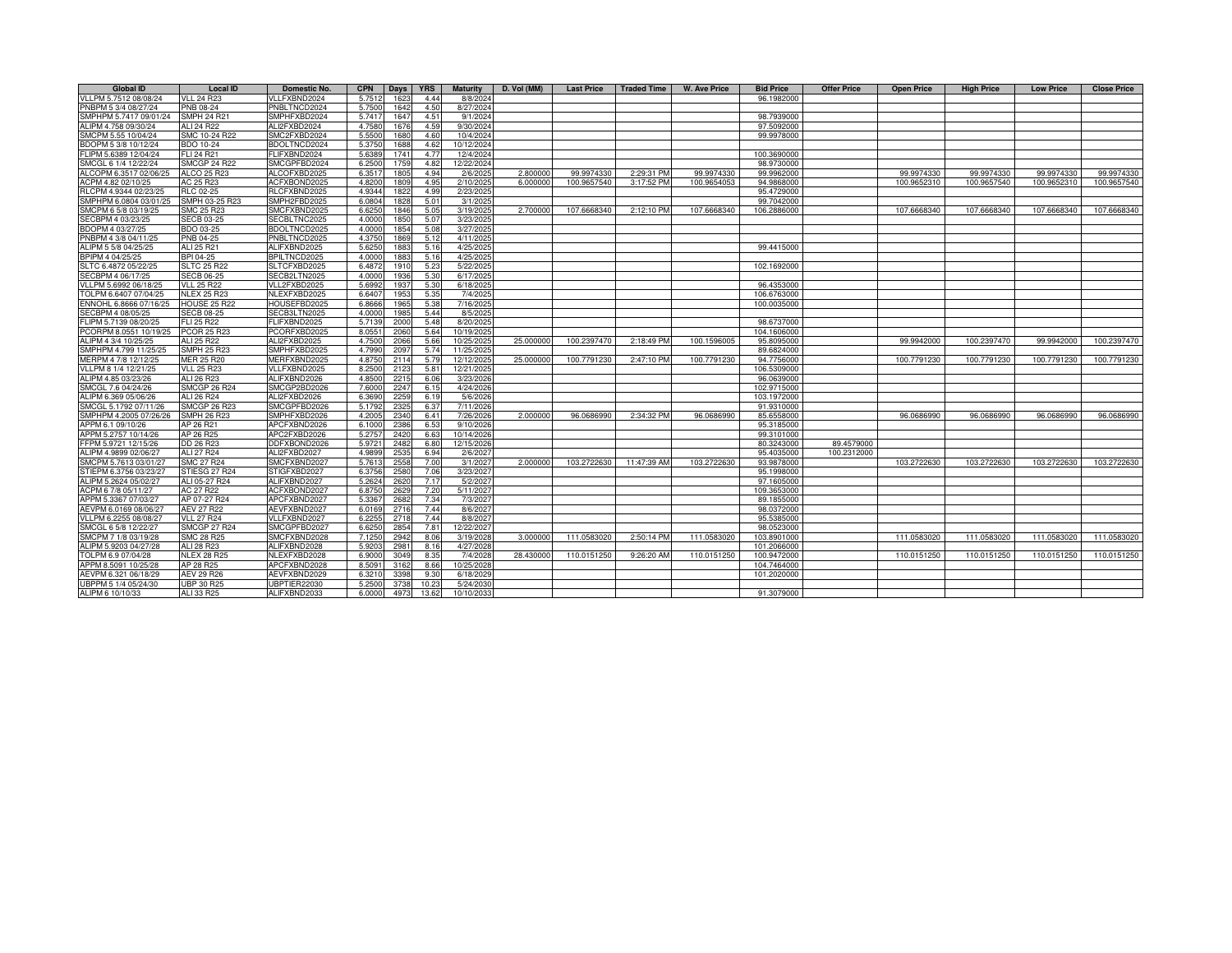| Global ID | Local ID | Domestic No. | CPN | Days | YRS | Maturity | D. Vol (MM) | Last Price | Traded Time | W. Ave Price | Bid Price | Offer Price | Open Price | High Price | Low Price | Close Price |
|---|---|---|---|---|---|---|---|---|---|---|---|---|---|---|---|---|
| VLLPM 5.7512 08/08/24 | VLL 24 R23 | VLLFXBND2024 | 5.7512 | 1623 | 4.44 | 8/8/2024 | | | | | 96.1982000 | | | | | |
| PNBPM 5 3/4 08/27/24 | PNB 08-24 | PNBLTNCD2024 | 5.7500 | 1642 | 4.50 | 8/27/2024 | | | | | | | | | | |
| SMPHPM 5.7417 09/01/24 | SMPH 24 R21 | SMPHFXBD2024 | 5.7417 | 1647 | 4.51 | 9/1/2024 | | | | | 98.7939000 | | | | | |
| ALIPM 4.758 09/30/24 | ALI 24 R22 | ALI2FXBD2024 | 4.7580 | 1676 | 4.59 | 9/30/2024 | | | | | 97.5092000 | | | | | |
| SMCPM 5.55 10/04/24 | SMC 10-24 R22 | SMC2FXBD2024 | 5.5500 | 1680 | 4.60 | 10/4/2024 | | | | | 99.9978000 | | | | | |
| BDOPM 5 3/8 10/12/24 | BDO 10-24 | BDOLTNCD2024 | 5.3750 | 1688 | 4.62 | 10/12/2024 | | | | | | | | | | |
| FLIPM 5.6389 12/04/24 | FLI 24 R21 | FLIFXBND2024 | 5.6389 | 1741 | 4.77 | 12/4/2024 | | | | | 100.3690000 | | | | | |
| SMCGL 6 1/4 12/22/24 | SMCGP 24 R22 | SMCGPFBD2024 | 6.2500 | 1759 | 4.82 | 12/22/2024 | | | | | 98.9730000 | | | | | |
| ALCOPM 6.3517 02/06/25 | ALCO 25 R23 | ALCOFXBD2025 | 6.3517 | 1805 | 4.94 | 2/6/2025 | 2.800000 | 99.9974330 | 2:29:31 PM | 99.9974330 | 99.9962000 | | 99.9974330 | 99.9974330 | 99.9974330 | 99.9974330 |
| ACPM 4.82 02/10/25 | AC 25 R23 | ACFXBOND2025 | 4.8200 | 1809 | 4.95 | 2/10/2025 | 6.000000 | 100.9657540 | 3:17:52 PM | 100.9654053 | 94.9868000 | | 100.9652310 | 100.9657540 | 100.9652310 | 100.9657540 |
| RLCPM 4.9344 02/23/25 | RLC 02-25 | RLCFXBND2025 | 4.9344 | 1822 | 4.99 | 2/23/2025 | | | | | 95.4729000 | | | | | |
| SMPHPM 6.0804 03/01/25 | SMPH 03-25 R23 | SMPH2FBD2025 | 6.0804 | 1828 | 5.01 | 3/1/2025 | | | | | 99.7042000 | | | | | |
| SMCPM 6 5/8 03/19/25 | SMC 25 R23 | SMCFXBND2025 | 6.6250 | 1846 | 5.05 | 3/19/2025 | 2.700000 | 107.6668340 | 2:12:10 PM | 107.6668340 | 106.2886000 | | 107.6668340 | 107.6668340 | 107.6668340 | 107.6668340 |
| SECBPM 4 03/23/25 | SECB 03-25 | SECBLTNC2025 | 4.0000 | 1850 | 5.07 | 3/23/2025 | | | | | | | | | | |
| BDOPM 4 03/27/25 | BDO 03-25 | BDOLTNCD2025 | 4.0000 | 1854 | 5.08 | 3/27/2025 | | | | | | | | | | |
| PNBPM 4 3/8 04/11/25 | PNB 04-25 | PNBLTNCD2025 | 4.3750 | 1869 | 5.12 | 4/11/2025 | | | | | | | | | | |
| ALIPM 5 5/8 04/25/25 | ALI 25 R21 | ALIFXBND2025 | 5.6250 | 1883 | 5.16 | 4/25/2025 | | | | | 99.4415000 | | | | | |
| BPIPM 4 04/25/25 | BPI 04-25 | BPILTNCD2025 | 4.0000 | 1883 | 5.16 | 4/25/2025 | | | | | | | | | | |
| SLTC 6.4872 05/22/25 | SLTC 25 R22 | SLTCFXBD2025 | 6.4872 | 1910 | 5.23 | 5/22/2025 | | | | | 102.1692000 | | | | | |
| SECBPM 4 06/17/25 | SECB 06-25 | SECB2LTN2025 | 4.0000 | 1936 | 5.30 | 6/17/2025 | | | | | | | | | | |
| VLLPM 5.6992 06/18/25 | VLL 25 R22 | VLL2FXBD2025 | 5.6992 | 1937 | 5.30 | 6/18/2025 | | | | | 96.4353000 | | | | | |
| TOLPM 6.6407 07/04/25 | NLEX 25 R23 | NLEXFXBD2025 | 6.6407 | 1953 | 5.35 | 7/4/2025 | | | | | 106.6763000 | | | | | |
| ENNOHL 6.8666 07/16/25 | HOUSE 25 R22 | HOUSEFBD2025 | 6.8666 | 1965 | 5.38 | 7/16/2025 | | | | | 100.0035000 | | | | | |
| SECBPM 4 08/05/25 | SECB 08-25 | SECB3LTN2025 | 4.0000 | 1985 | 5.44 | 8/5/2025 | | | | | | | | | | |
| FLIPM 5.7139 08/20/25 | FLI 25 R22 | FLIFXBND2025 | 5.7139 | 2000 | 5.48 | 8/20/2025 | | | | | 98.6737000 | | | | | |
| PCORPM 8.0551 10/19/25 | PCOR 25 R23 | PCORFXBD2025 | 8.0551 | 2060 | 5.64 | 10/19/2025 | | | | | 104.1606000 | | | | | |
| ALIPM 4 3/4 10/25/25 | ALI 25 R22 | ALI2FXBD2025 | 4.7500 | 2066 | 5.66 | 10/25/2025 | 25.000000 | 100.2397470 | 2:18:49 PM | 100.1596005 | 95.8095000 | | 99.9942000 | 100.2397470 | 99.9942000 | 100.2397470 |
| SMPHPM 4.799 11/25/25 | SMPH 25 R23 | SMPHFXBD2025 | 4.7990 | 2097 | 5.74 | 11/25/2025 | | | | | 89.6824000 | | | | | |
| MERPM 4 7/8 12/12/25 | MER 25 R20 | MERFXBND2025 | 4.8750 | 2114 | 5.79 | 12/12/2025 | 25.000000 | 100.7791230 | 2:47:10 PM | 100.7791230 | 94.7756000 | | 100.7791230 | 100.7791230 | 100.7791230 | 100.7791230 |
| VLLPM 8 1/4 12/21/25 | VLL 25 R23 | VLLFXBND2025 | 8.2500 | 2123 | 5.81 | 12/21/2025 | | | | | 106.5309000 | | | | | |
| ALIPM 4.85 03/23/26 | ALI 26 R23 | ALIFXBND2026 | 4.8500 | 2215 | 6.06 | 3/23/2026 | | | | | 96.0639000 | | | | | |
| SMCGL 7.6 04/24/26 | SMCGP 26 R24 | SMCGP2BD2026 | 7.6000 | 2247 | 6.15 | 4/24/2026 | | | | | 102.9715000 | | | | | |
| ALIPM 6.369 05/06/26 | ALI 26 R24 | ALI2FXBD2026 | 6.3690 | 2259 | 6.19 | 5/6/2026 | | | | | 103.1972000 | | | | | |
| SMCGL 5.1792 07/11/26 | SMCGP 26 R23 | SMCGPFBD2026 | 5.1792 | 2325 | 6.37 | 7/11/2026 | | | | | 91.9310000 | | | | | |
| SMPHPM 4.2005 07/26/26 | SMPH 26 R23 | SMPHFXBD2026 | 4.2005 | 2340 | 6.41 | 7/26/2026 | 2.000000 | 96.0686990 | 2:34:32 PM | 96.0686990 | 85.6558000 | | 96.0686990 | 96.0686990 | 96.0686990 | 96.0686990 |
| APPM 6.1 09/10/26 | AP 26 R21 | APCFXBND2026 | 6.1000 | 2386 | 6.53 | 9/10/2026 | | | | | 95.3185000 | | | | | |
| APPM 5.2757 10/14/26 | AP 26 R25 | APC2FXBD2026 | 5.2757 | 2420 | 6.63 | 10/14/2026 | | | | | 99.3101000 | | | | | |
| FFPM 5.9721 12/15/26 | DD 26 R23 | DDFXBOND2026 | 5.9721 | 2482 | 6.80 | 12/15/2026 | | | | | 80.3243000 | 89.4579000 | | | | |
| ALIPM 4.9899 02/06/27 | ALI 27 R24 | ALI2FXBD2027 | 4.9899 | 2535 | 6.94 | 2/6/2027 | | | | | 95.4035000 | 100.2312000 | | | | |
| SMCPM 5.7613 03/01/27 | SMC 27 R24 | SMCFXBND2027 | 5.7613 | 2558 | 7.00 | 3/1/2027 | 2.000000 | 103.2722630 | 11:47:39 AM | 103.2722630 | 93.9878000 | | 103.2722630 | 103.2722630 | 103.2722630 | 103.2722630 |
| STIEPM 6.3756 03/23/27 | STIESG 27 R24 | STIGFXBD2027 | 6.3756 | 2580 | 7.06 | 3/23/2027 | | | | | 95.1998000 | | | | | |
| ALIPM 5.2624 05/02/27 | ALI 05-27 R24 | ALIFXBND2027 | 5.2624 | 2620 | 7.17 | 5/2/2027 | | | | | 97.1605000 | | | | | |
| ACPM 6 7/8 05/11/27 | AC 27 R22 | ACFXBOND2027 | 6.8750 | 2629 | 7.20 | 5/11/2027 | | | | | 109.3653000 | | | | | |
| APPM 5.3367 07/03/27 | AP 07-27 R24 | APCFXBND2027 | 5.3367 | 2682 | 7.34 | 7/3/2027 | | | | | 89.1855000 | | | | | |
| AEVPM 6.0169 08/06/27 | AEV 27 R22 | AEVFXBND2027 | 6.0169 | 2716 | 7.44 | 8/6/2027 | | | | | 98.0372000 | | | | | |
| VLLPM 6.2255 08/08/27 | VLL 27 R24 | VLLFXBND2027 | 6.2255 | 2718 | 7.44 | 8/8/2027 | | | | | 95.5385000 | | | | | |
| SMCGL 6 5/8 12/22/27 | SMCGP 27 R24 | SMCGPFBD2027 | 6.6250 | 2854 | 7.81 | 12/22/2027 | | | | | 98.0523000 | | | | | |
| SMCPM 7 1/8 03/19/28 | SMC 28 R25 | SMCFXBND2028 | 7.1250 | 2942 | 8.06 | 3/19/2028 | 3.000000 | 111.0583020 | 2:50:14 PM | 111.0583020 | 103.8901000 | | 111.0583020 | 111.0583020 | 111.0583020 | 111.0583020 |
| ALIPM 5.9203 04/27/28 | ALI 28 R23 | ALIFXBND2028 | 5.9203 | 2981 | 8.16 | 4/27/2028 | | | | | 101.2066000 | | | | | |
| TOLPM 6.9 07/04/28 | NLEX 28 R25 | NLEXFXBD2028 | 6.9000 | 3049 | 8.35 | 7/4/2028 | 28.430000 | 110.0151250 | 9:26:20 AM | 110.0151250 | 100.9472000 | | 110.0151250 | 110.0151250 | 110.0151250 | 110.0151250 |
| APPM 8.5091 10/25/28 | AP 28 R25 | APCFXBND2028 | 8.5091 | 3162 | 8.66 | 10/25/2028 | | | | | 104.7464000 | | | | | |
| AEVPM 6.321 06/18/29 | AEV 29 R26 | AEVFXBND2029 | 6.3210 | 3398 | 9.30 | 6/18/2029 | | | | | 101.2020000 | | | | | |
| UBPPM 5 1/4 05/24/30 | UBP 30 R25 | UBPTIER22030 | 5.2500 | 3738 | 10.23 | 5/24/2030 | | | | | | | | | | |
| ALIPM 6 10/10/33 | ALI 33 R25 | ALIFXBND2033 | 6.0000 | 4973 | 13.62 | 10/10/2033 | | | | | 91.3079000 | | | | | |